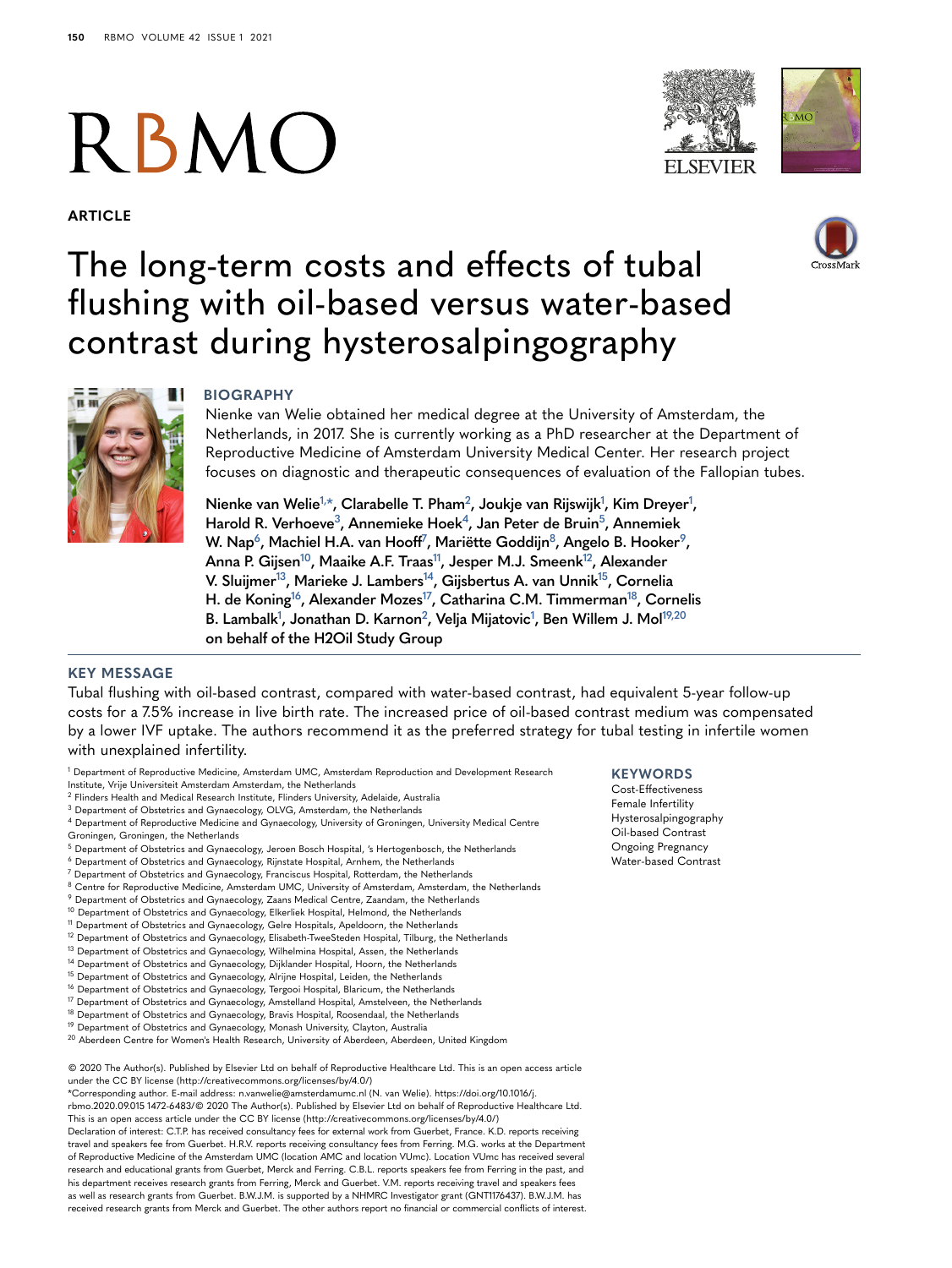ARTICLE

# The long-term costs and effects of tubal flushing with oil-based versus water-based contrast during hysterosalpingography

## BIOGRAPHY

Nienke van Welie obtained her medical degree at the University of Amsterdam, the Netherlands, in 2017. She is currently working as a PhD researcher at the Department of Reproductive Medicine of Amsterdam University Medical Center. Her research project focuses on diagnostic and therapeutic consequences of evaluation of the Fallopian tubes.

**Nienke van Welie[1,*], Clarabelle T. Pham[2], Joukje van Rijswijk[1], Kim Dreyer[1], Harold R. Verhoeve[3], Annemieke Hoek[4], Jan Peter de Bruin[5], Annemiek W. Nap[6], Machiel H.A. van Hooff[7], Mariëtte Goddijn[8], Angelo B. Hooker[9], Anna P. Gijsen[10], Maaike A.F. Traas[11], Jesper M.J. Smeenk[12], Alexander V. Sluijmer[13], Marieke J. Lambers[14], Gijsbertus A. van Unnik[15], Cornelia H. de Koning[16], Alexander Mozes[17], Catharina C.M. Timmerman[18], Cornelis B. Lambalk[1], Jonathan D. Karnon[2], Velja Mijatovic[1], Ben Willem J. Mol[19,20] on behalf of the H2Oil Study Group**

## KEY MESSAGE

Tubal flushing with oil-based contrast, compared with water-based contrast, had equivalent 5-year follow-up costs for a 7.5% increase in live birth rate. The increased price of oil-based contrast medium was compensated by a lower IVF uptake. The authors recommend it as the preferred strategy for tubal testing in infertile women with unexplained infertility.

[1] Department of Reproductive Medicine, Amsterdam UMC, Amsterdam Reproduction and Development Research Institute, Vrije Universiteit Amsterdam Amsterdam, the Netherlands
[2] Flinders Health and Medical Research Institute, Flinders University, Adelaide, Australia
[3] Department of Obstetrics and Gynaecology, OLVG, Amsterdam, the Netherlands
[4] Department of Reproductive Medicine and Gynaecology, University of Groningen, University Medical Centre Groningen, Groningen, the Netherlands
[5] Department of Obstetrics and Gynaecology, Jeroen Bosch Hospital, 's Hertogenbosch, the Netherlands
[6] Department of Obstetrics and Gynaecology, Rijnstate Hospital, Arnhem, the Netherlands
[7] Department of Obstetrics and Gynaecology, Franciscus Hospital, Rotterdam, the Netherlands
[8] Centre for Reproductive Medicine, Amsterdam UMC, University of Amsterdam, Amsterdam, the Netherlands
[9] Department of Obstetrics and Gynaecology, Zaans Medical Centre, Zaandam, the Netherlands
[10] Department of Obstetrics and Gynaecology, Elkerliek Hospital, Helmond, the Netherlands
[11] Department of Obstetrics and Gynaecology, Gelre Hospitals, Apeldoorn, the Netherlands
[12] Department of Obstetrics and Gynaecology, Elisabeth-TweeSteden Hospital, Tilburg, the Netherlands
[13] Department of Obstetrics and Gynaecology, Wilhelmina Hospital, Assen, the Netherlands
[14] Department of Obstetrics and Gynaecology, Dijklander Hospital, Hoorn, the Netherlands
[15] Department of Obstetrics and Gynaecology, Alrijne Hospital, Leiden, the Netherlands
[16] Department of Obstetrics and Gynaecology, Tergooi Hospital, Blaricum, the Netherlands
[17] Department of Obstetrics and Gynaecology, Amstelland Hospital, Amstelveen, the Netherlands
[18] Department of Obstetrics and Gynaecology, Bravis Hospital, Roosendaal, the Netherlands
[19] Department of Obstetrics and Gynaecology, Monash University, Clayton, Australia
[20] Aberdeen Centre for Women's Health Research, University of Aberdeen, Aberdeen, United Kingdom

© 2020 The Author(s). Published by Elsevier Ltd on behalf of Reproductive Healthcare Ltd. This is an open access article under the CC BY license (http://creativecommons.org/licenses/by/4.0/)

*Corresponding author. E-mail address: n.vanwelie@amsterdamumc.nl (N. van Welie). https://doi.org/10.1016/j.rbmo.2020.09.015 1472-6483/© 2020 The Author(s). Published by Elsevier Ltd on behalf of Reproductive Healthcare Ltd. This is an open access article under the CC BY license (http://creativecommons.org/licenses/by/4.0/)

Declaration of interest: C.T.P. has received consultancy fees for external work from Guerbet, France. K.D. reports receiving travel and speakers fee from Guerbet. H.R.V. reports receiving consultancy fees from Ferring. M.G. works at the Department of Reproductive Medicine of the Amsterdam UMC (location AMC and location VUmc). Location VUmc has received several research and educational grants from Guerbet, Merck and Ferring. C.B.L. reports speakers fee from Ferring in the past, and his department receives research grants from Ferring, Merck and Guerbet. V.M. reports receiving travel and speakers fees as well as research grants from Guerbet. B.W.J.M. is supported by a NHMRC Investigator grant (GNT1176437). B.W.J.M. has received research grants from Merck and Guerbet. The other authors report no financial or commercial conflicts of interest.

## KEYWORDS

Cost-Effectiveness
Female Infertility
Hysterosalpingography
Oil-based Contrast
Ongoing Pregnancy
Water-based Contrast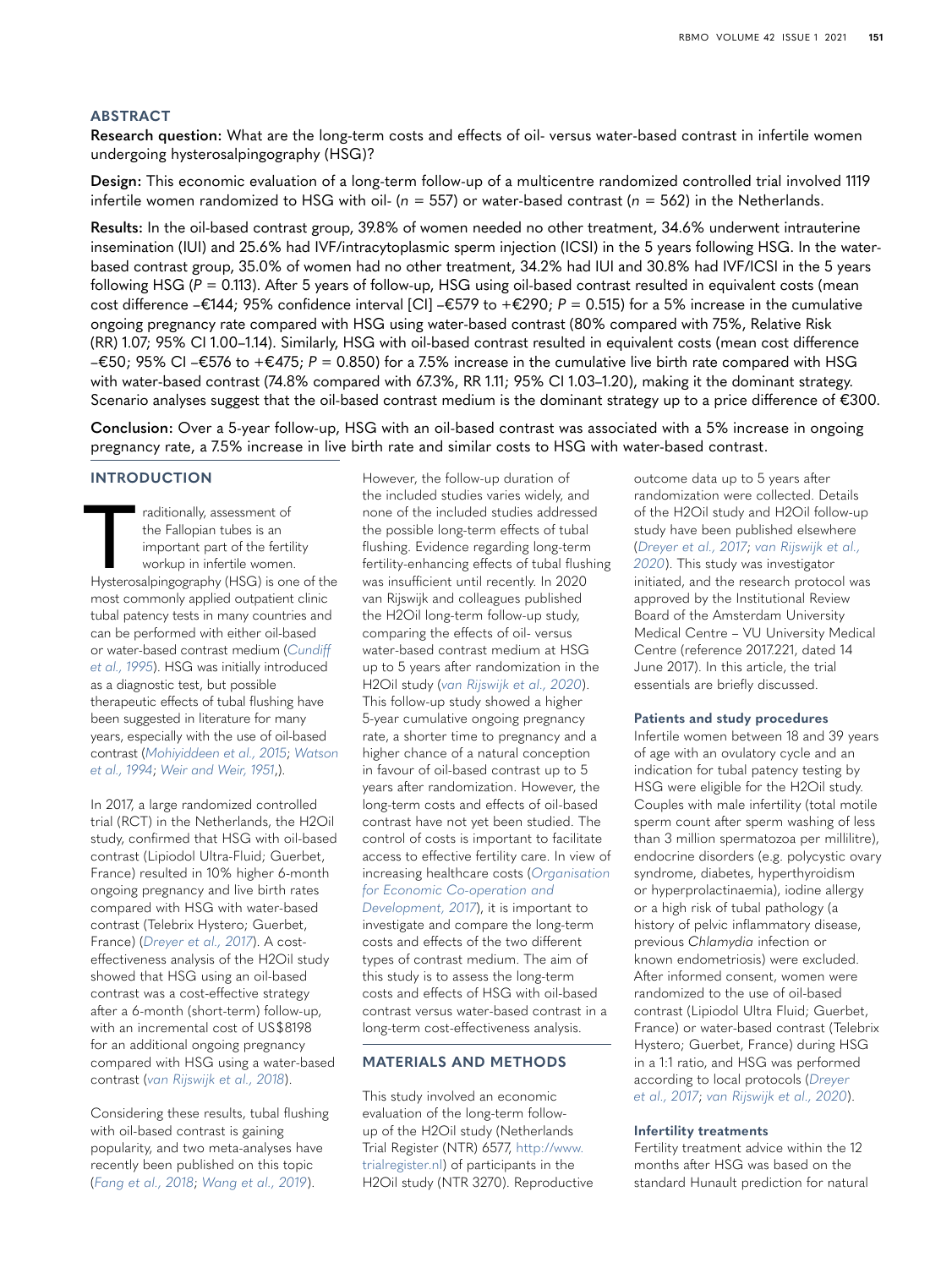## ABSTRACT

**Research question:** What are the long-term costs and effects of oil- versus water-based contrast in infertile women undergoing hysterosalpingography (HSG)?

**Design:** This economic evaluation of a long-term follow-up of a multicentre randomized controlled trial involved 1119 infertile women randomized to HSG with oil- ($n$ = 557) or water-based contrast ($n$ = 562) in the Netherlands.

**Results:** In the oil-based contrast group, 39.8% of women needed no other treatment, 34.6% underwent intrauterine insemination (IUI) and 25.6% had IVF/intracytoplasmic sperm injection (ICSI) in the 5 years following HSG. In the water-based contrast group, 35.0% of women had no other treatment, 34.2% had IUI and 30.8% had IVF/ICSI in the 5 years following HSG ($P$ = 0.113). After 5 years of follow-up, HSG using oil-based contrast resulted in equivalent costs (mean cost difference –€144; 95% confidence interval [CI] –€579 to +€290; $P$ = 0.515) for a 5% increase in the cumulative ongoing pregnancy rate compared with HSG using water-based contrast (80% compared with 75%, Relative Risk (RR) 1.07; 95% CI 1.00–1.14). Similarly, HSG with oil-based contrast resulted in equivalent costs (mean cost difference –€50; 95% CI –€576 to +€475; $P$ = 0.850) for a 7.5% increase in the cumulative live birth rate compared with HSG with water-based contrast (74.8% compared with 67.3%, RR 1.11; 95% CI 1.03–1.20), making it the dominant strategy. Scenario analyses suggest that the oil-based contrast medium is the dominant strategy up to a price difference of €300.

**Conclusion:** Over a 5-year follow-up, HSG with an oil-based contrast was associated with a 5% increase in ongoing pregnancy rate, a 7.5% increase in live birth rate and similar costs to HSG with water-based contrast.

## INTRODUCTION

Traditionally, assessment of the Fallopian tubes is an important part of the fertility workup in infertile women. Hysterosalpingography (HSG) is one of the most commonly applied outpatient clinic tubal patency tests in many countries and can be performed with either oil-based or water-based contrast medium (*Cundiff et al., 1995*). HSG was initially introduced as a diagnostic test, but possible therapeutic effects of tubal flushing have been suggested in literature for many years, especially with the use of oil-based contrast (*Mohiyiddeen et al., 2015*; *Watson et al., 1994*; *Weir and Weir, 1951*,).

In 2017, a large randomized controlled trial (RCT) in the Netherlands, the H2Oil study, confirmed that HSG with oil-based contrast (Lipiodol Ultra-Fluid; Guerbet, France) resulted in 10% higher 6-month ongoing pregnancy and live birth rates compared with HSG with water-based contrast (Telebrix Hystero; Guerbet, France) (*Dreyer et al., 2017*). A cost-effectiveness analysis of the H2Oil study showed that HSG using an oil-based contrast was a cost-effective strategy after a 6-month (short-term) follow-up, with an incremental cost of US$8198 for an additional ongoing pregnancy compared with HSG using a water-based contrast (*van Rijswijk et al., 2018*).

Considering these results, tubal flushing with oil-based contrast is gaining popularity, and two meta-analyses have recently been published on this topic (*Fang et al., 2018*; *Wang et al., 2019*). However, the follow-up duration of the included studies varies widely, and none of the included studies addressed the possible long-term effects of tubal flushing. Evidence regarding long-term fertility-enhancing effects of tubal flushing was insufficient until recently. In 2020 van Rijswijk and colleagues published the H2Oil long-term follow-up study, comparing the effects of oil- versus water-based contrast medium at HSG up to 5 years after randomization in the H2Oil study (*van Rijswijk et al., 2020*). This follow-up study showed a higher 5-year cumulative ongoing pregnancy rate, a shorter time to pregnancy and a higher chance of a natural conception in favour of oil-based contrast up to 5 years after randomization. However, the long-term costs and effects of oil-based contrast have not yet been studied. The control of costs is important to facilitate access to effective fertility care. In view of increasing healthcare costs (*Organisation for Economic Co-operation and Development, 2017*), it is important to investigate and compare the long-term costs and effects of the two different types of contrast medium. The aim of this study is to assess the long-term costs and effects of HSG with oil-based contrast versus water-based contrast in a long-term cost-effectiveness analysis.

## MATERIALS AND METHODS

This study involved an economic evaluation of the long-term follow-up of the H2Oil study (Netherlands Trial Register (NTR) 6577, http://www.trialregister.nl) of participants in the H2Oil study (NTR 3270). Reproductive outcome data up to 5 years after randomization were collected. Details of the H2Oil study and H2Oil follow-up study have been published elsewhere (*Dreyer et al., 2017*; *van Rijswijk et al., 2020*). This study was investigator initiated, and the research protocol was approved by the Institutional Review Board of the Amsterdam University Medical Centre – VU University Medical Centre (reference 2017.221, dated 14 June 2017). In this article, the trial essentials are briefly discussed.

### Patients and study procedures

Infertile women between 18 and 39 years of age with an ovulatory cycle and an indication for tubal patency testing by HSG were eligible for the H2Oil study. Couples with male infertility (total motile sperm count after sperm washing of less than 3 million spermatozoa per millilitre), endocrine disorders (e.g. polycystic ovary syndrome, diabetes, hyperthyroidism or hyperprolactinaemia), iodine allergy or a high risk of tubal pathology (a history of pelvic inflammatory disease, previous *Chlamydia* infection or known endometriosis) were excluded. After informed consent, women were randomized to the use of oil-based contrast (Lipiodol Ultra Fluid; Guerbet, France) or water-based contrast (Telebrix Hystero; Guerbet, France) during HSG in a 1:1 ratio, and HSG was performed according to local protocols (*Dreyer et al., 2017*; *van Rijswijk et al., 2020*).

### Infertility treatments

Fertility treatment advice within the 12 months after HSG was based on the standard Hunault prediction for natural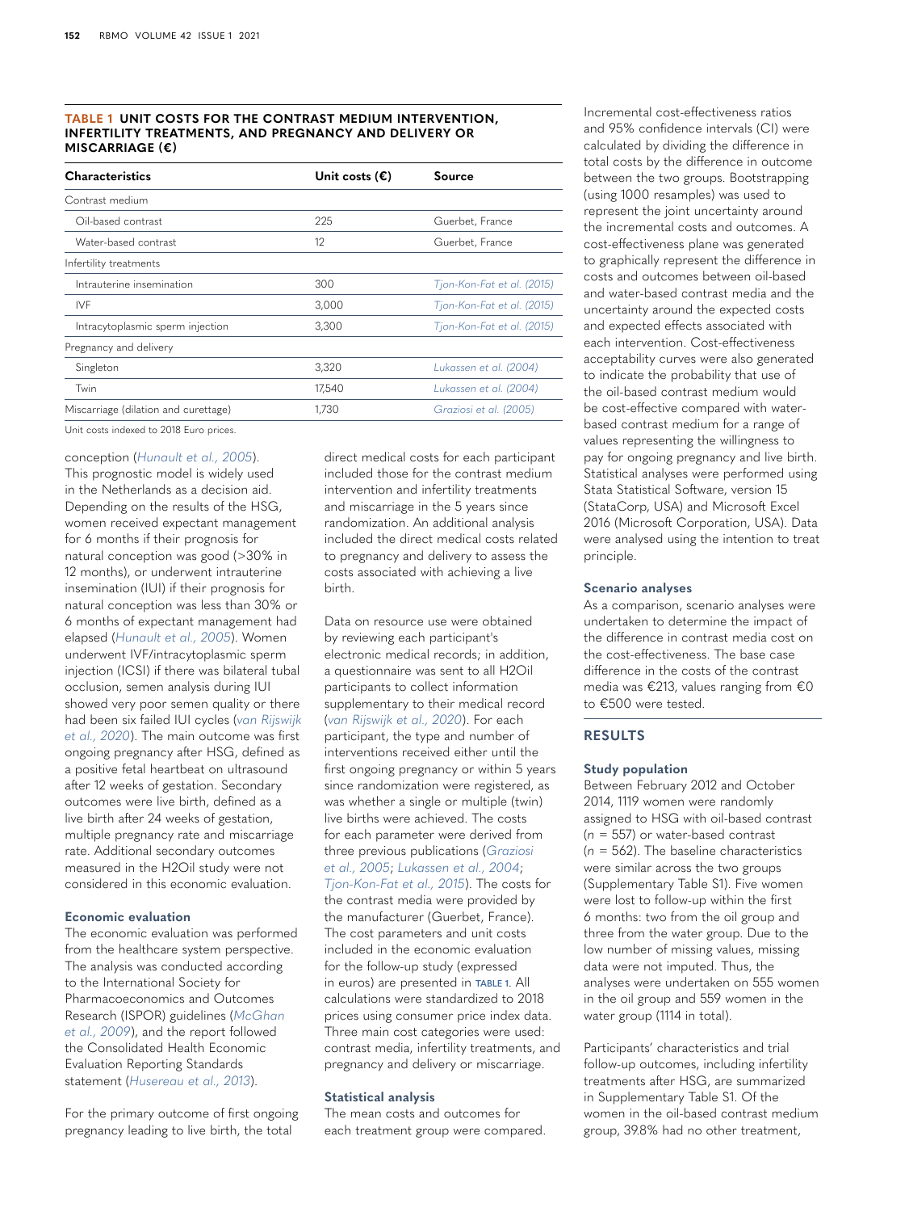**TABLE 1 UNIT COSTS FOR THE CONTRAST MEDIUM INTERVENTION, INFERTILITY TREATMENTS, AND PREGNANCY AND DELIVERY OR MISCARRIAGE (€)**

| Characteristics | Unit costs (€) | Source |
|---|---|---|
| Contrast medium | | |
| Oil-based contrast | 225 | Guerbet, France |
| Water-based contrast | 12 | Guerbet, France |
| Infertility treatments | | |
| Intrauterine insemination | 300 | *Tjon-Kon-Fat et al. (2015)* |
| IVF | 3,000 | *Tjon-Kon-Fat et al. (2015)* |
| Intracytoplasmic sperm injection | 3,300 | *Tjon-Kon-Fat et al. (2015)* |
| Pregnancy and delivery | | |
| Singleton | 3,320 | *Lukassen et al. (2004)* |
| Twin | 17,540 | *Lukassen et al. (2004)* |
| Miscarriage (dilation and curettage) | 1,730 | *Graziosi et al. (2005)* |

Unit costs indexed to 2018 Euro prices.

conception (*Hunault et al., 2005*). This prognostic model is widely used in the Netherlands as a decision aid. Depending on the results of the HSG, women received expectant management for 6 months if their prognosis for natural conception was good (>30% in 12 months), or underwent intrauterine insemination (IUI) if their prognosis for natural conception was less than 30% or 6 months of expectant management had elapsed (*Hunault et al., 2005*). Women underwent IVF/intracytoplasmic sperm injection (ICSI) if there was bilateral tubal occlusion, semen analysis during IUI showed very poor semen quality or there had been six failed IUI cycles (*van Rijswijk et al., 2020*). The main outcome was first ongoing pregnancy after HSG, defined as a positive fetal heartbeat on ultrasound after 12 weeks of gestation. Secondary outcomes were live birth, defined as a live birth after 24 weeks of gestation, multiple pregnancy rate and miscarriage rate. Additional secondary outcomes measured in the H2Oil study were not considered in this economic evaluation.

### Economic evaluation

The economic evaluation was performed from the healthcare system perspective. The analysis was conducted according to the International Society for Pharmacoeconomics and Outcomes Research (ISPOR) guidelines (*McGhan et al., 2009*), and the report followed the Consolidated Health Economic Evaluation Reporting Standards statement (*Husereau et al., 2013*).

For the primary outcome of first ongoing pregnancy leading to live birth, the total direct medical costs for each participant included those for the contrast medium intervention and infertility treatments and miscarriage in the 5 years since randomization. An additional analysis included the direct medical costs related to pregnancy and delivery to assess the costs associated with achieving a live birth.

Data on resource use were obtained by reviewing each participant's electronic medical records; in addition, a questionnaire was sent to all H2Oil participants to collect information supplementary to their medical record (*van Rijswijk et al., 2020*). For each participant, the type and number of interventions received either until the first ongoing pregnancy or within 5 years since randomization were registered, as was whether a single or multiple (twin) live births were achieved. The costs for each parameter were derived from three previous publications (*Graziosi et al., 2005*; *Lukassen et al., 2004*; *Tjon-Kon-Fat et al., 2015*). The costs for the contrast media were provided by the manufacturer (Guerbet, France). The cost parameters and unit costs included in the economic evaluation for the follow-up study (expressed in euros) are presented in TABLE 1. All calculations were standardized to 2018 prices using consumer price index data. Three main cost categories were used: contrast media, infertility treatments, and pregnancy and delivery or miscarriage.

### Statistical analysis

The mean costs and outcomes for each treatment group were compared. Incremental cost-effectiveness ratios and 95% confidence intervals (CI) were calculated by dividing the difference in total costs by the difference in outcome between the two groups. Bootstrapping (using 1000 resamples) was used to represent the joint uncertainty around the incremental costs and outcomes. A cost-effectiveness plane was generated to graphically represent the difference in costs and outcomes between oil-based and water-based contrast media and the uncertainty around the expected costs and expected effects associated with each intervention. Cost-effectiveness acceptability curves were also generated to indicate the probability that use of the oil-based contrast medium would be cost-effective compared with water-based contrast medium for a range of values representing the willingness to pay for ongoing pregnancy and live birth. Statistical analyses were performed using Stata Statistical Software, version 15 (StataCorp, USA) and Microsoft Excel 2016 (Microsoft Corporation, USA). Data were analysed using the intention to treat principle.

### Scenario analyses

As a comparison, scenario analyses were undertaken to determine the impact of the difference in contrast media cost on the cost-effectiveness. The base case difference in the costs of the contrast media was €213, values ranging from €0 to €500 were tested.

## RESULTS

### Study population

Between February 2012 and October 2014, 1119 women were randomly assigned to HSG with oil-based contrast ($n$ = 557) or water-based contrast ($n$ = 562). The baseline characteristics were similar across the two groups (Supplementary Table S1). Five women were lost to follow-up within the first 6 months: two from the oil group and three from the water group. Due to the low number of missing values, missing data were not imputed. Thus, the analyses were undertaken on 555 women in the oil group and 559 women in the water group (1114 in total).

Participants' characteristics and trial follow-up outcomes, including infertility treatments after HSG, are summarized in Supplementary Table S1. Of the women in the oil-based contrast medium group, 39.8% had no other treatment,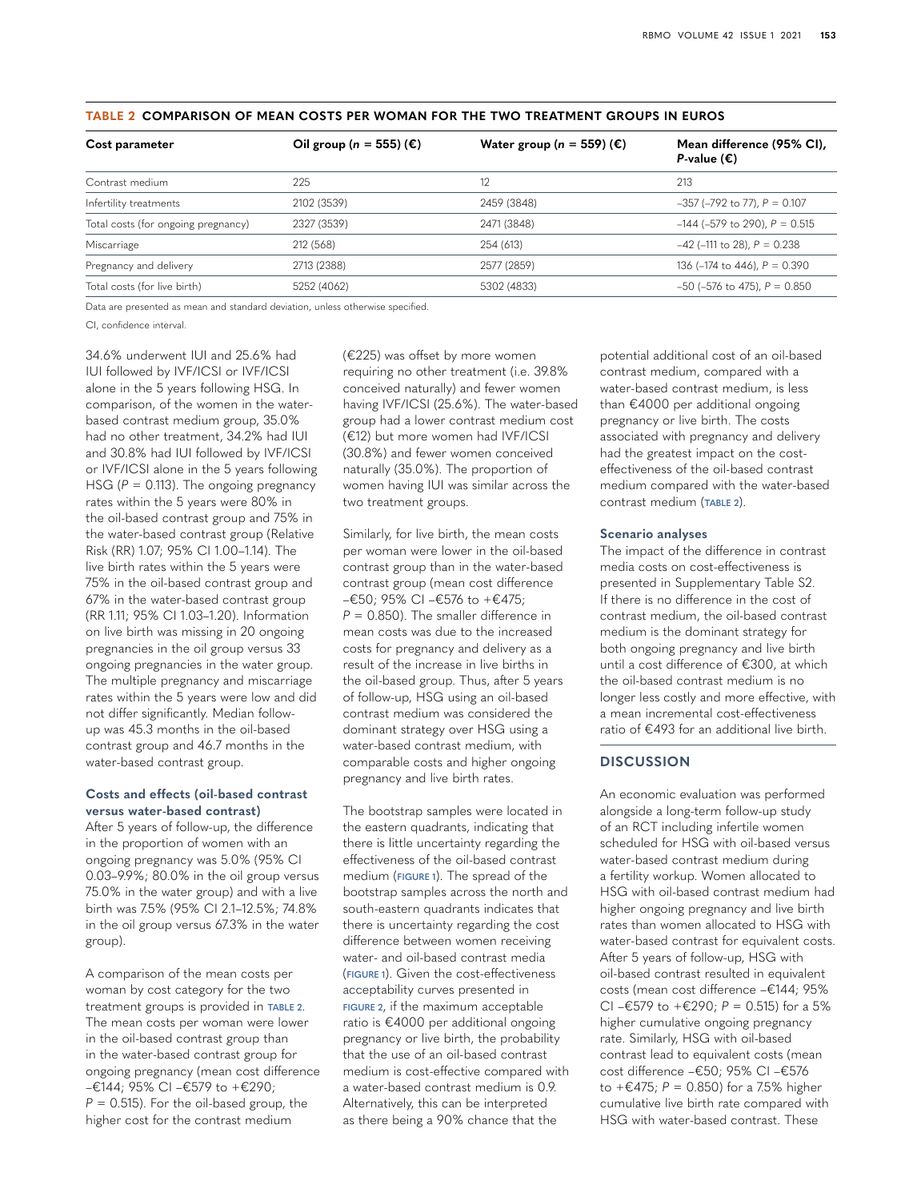**TABLE 2 COMPARISON OF MEAN COSTS PER WOMAN FOR THE TWO TREATMENT GROUPS IN EUROS**

| Cost parameter | Oil group (*n* = 555) (€) | Water group (*n* = 559) (€) | Mean difference (95% CI), *P*-value (€) |
|---|---|---|---|
| Contrast medium | 225 | 12 | 213 |
| Infertility treatments | 2102 (3539) | 2459 (3848) | –357 (–792 to 77), *P* = 0.107 |
| Total costs (for ongoing pregnancy) | 2327 (3539) | 2471 (3848) | –144 (–579 to 290), *P* = 0.515 |
| Miscarriage | 212 (568) | 254 (613) | –42 (–111 to 28), *P* = 0.238 |
| Pregnancy and delivery | 2713 (2388) | 2577 (2859) | 136 (–174 to 446), *P* = 0.390 |
| Total costs (for live birth) | 5252 (4062) | 5302 (4833) | –50 (–576 to 475), *P* = 0.850 |

Data are presented as mean and standard deviation, unless otherwise specified.

CI, confidence interval.

34.6% underwent IUI and 25.6% had IUI followed by IVF/ICSI or IVF/ICSI alone in the 5 years following HSG. In comparison, of the women in the water-based contrast medium group, 35.0% had no other treatment, 34.2% had IUI and 30.8% had IUI followed by IVF/ICSI or IVF/ICSI alone in the 5 years following HSG (*P* = 0.113). The ongoing pregnancy rates within the 5 years were 80% in the oil-based contrast group and 75% in the water-based contrast group (Relative Risk (RR) 1.07; 95% CI 1.00–1.14). The live birth rates within the 5 years were 75% in the oil-based contrast group and 67% in the water-based contrast group (RR 1.11; 95% CI 1.03–1.20). Information on live birth was missing in 20 ongoing pregnancies in the oil group versus 33 ongoing pregnancies in the water group. The multiple pregnancy and miscarriage rates within the 5 years were low and did not differ significantly. Median follow-up was 45.3 months in the oil-based contrast group and 46.7 months in the water-based contrast group.

### Costs and effects (oil-based contrast versus water-based contrast)

After 5 years of follow-up, the difference in the proportion of women with an ongoing pregnancy was 5.0% (95% CI 0.03–9.9%; 80.0% in the oil group versus 75.0% in the water group) and with a live birth was 7.5% (95% CI 2.1–12.5%; 74.8% in the oil group versus 67.3% in the water group).

A comparison of the mean costs per woman by cost category for the two treatment groups is provided in TABLE 2. The mean costs per woman were lower in the oil-based contrast group than in the water-based contrast group for ongoing pregnancy (mean cost difference –€144; 95% CI –€579 to +€290; *P* = 0.515). For the oil-based group, the higher cost for the contrast medium (€225) was offset by more women requiring no other treatment (i.e. 39.8% conceived naturally) and fewer women having IVF/ICSI (25.6%). The water-based group had a lower contrast medium cost (€12) but more women had IVF/ICSI (30.8%) and fewer women conceived naturally (35.0%). The proportion of women having IUI was similar across the two treatment groups.

Similarly, for live birth, the mean costs per woman were lower in the oil-based contrast group than in the water-based contrast group (mean cost difference –€50; 95% CI –€576 to +€475; *P* = 0.850). The smaller difference in mean costs was due to the increased costs for pregnancy and delivery as a result of the increase in live births in the oil-based group. Thus, after 5 years of follow-up, HSG using an oil-based contrast medium was considered the dominant strategy over HSG using a water-based contrast medium, with comparable costs and higher ongoing pregnancy and live birth rates.

The bootstrap samples were located in the eastern quadrants, indicating that there is little uncertainty regarding the effectiveness of the oil-based contrast medium (FIGURE 1). The spread of the bootstrap samples across the north and south-eastern quadrants indicates that there is uncertainty regarding the cost difference between women receiving water- and oil-based contrast media (FIGURE 1). Given the cost-effectiveness acceptability curves presented in FIGURE 2, if the maximum acceptable ratio is €4000 per additional ongoing pregnancy or live birth, the probability that the use of an oil-based contrast medium is cost-effective compared with a water-based contrast medium is 0.9. Alternatively, this can be interpreted as there being a 90% chance that the potential additional cost of an oil-based contrast medium, compared with a water-based contrast medium, is less than €4000 per additional ongoing pregnancy or live birth. The costs associated with pregnancy and delivery had the greatest impact on the cost-effectiveness of the oil-based contrast medium compared with the water-based contrast medium (TABLE 2).

### Scenario analyses

The impact of the difference in contrast media costs on cost-effectiveness is presented in Supplementary Table S2. If there is no difference in the cost of contrast medium, the oil-based contrast medium is the dominant strategy for both ongoing pregnancy and live birth until a cost difference of €300, at which the oil-based contrast medium is no longer less costly and more effective, with a mean incremental cost-effectiveness ratio of €493 for an additional live birth.

## DISCUSSION

An economic evaluation was performed alongside a long-term follow-up study of an RCT including infertile women scheduled for HSG with oil-based versus water-based contrast medium during a fertility workup. Women allocated to HSG with oil-based contrast medium had higher ongoing pregnancy and live birth rates than women allocated to HSG with water-based contrast for equivalent costs. After 5 years of follow-up, HSG with oil-based contrast resulted in equivalent costs (mean cost difference –€144; 95% CI –€579 to +€290; *P* = 0.515) for a 5% higher cumulative ongoing pregnancy rate. Similarly, HSG with oil-based contrast lead to equivalent costs (mean cost difference –€50; 95% CI –€576 to +€475; *P* = 0.850) for a 7.5% higher cumulative live birth rate compared with HSG with water-based contrast. These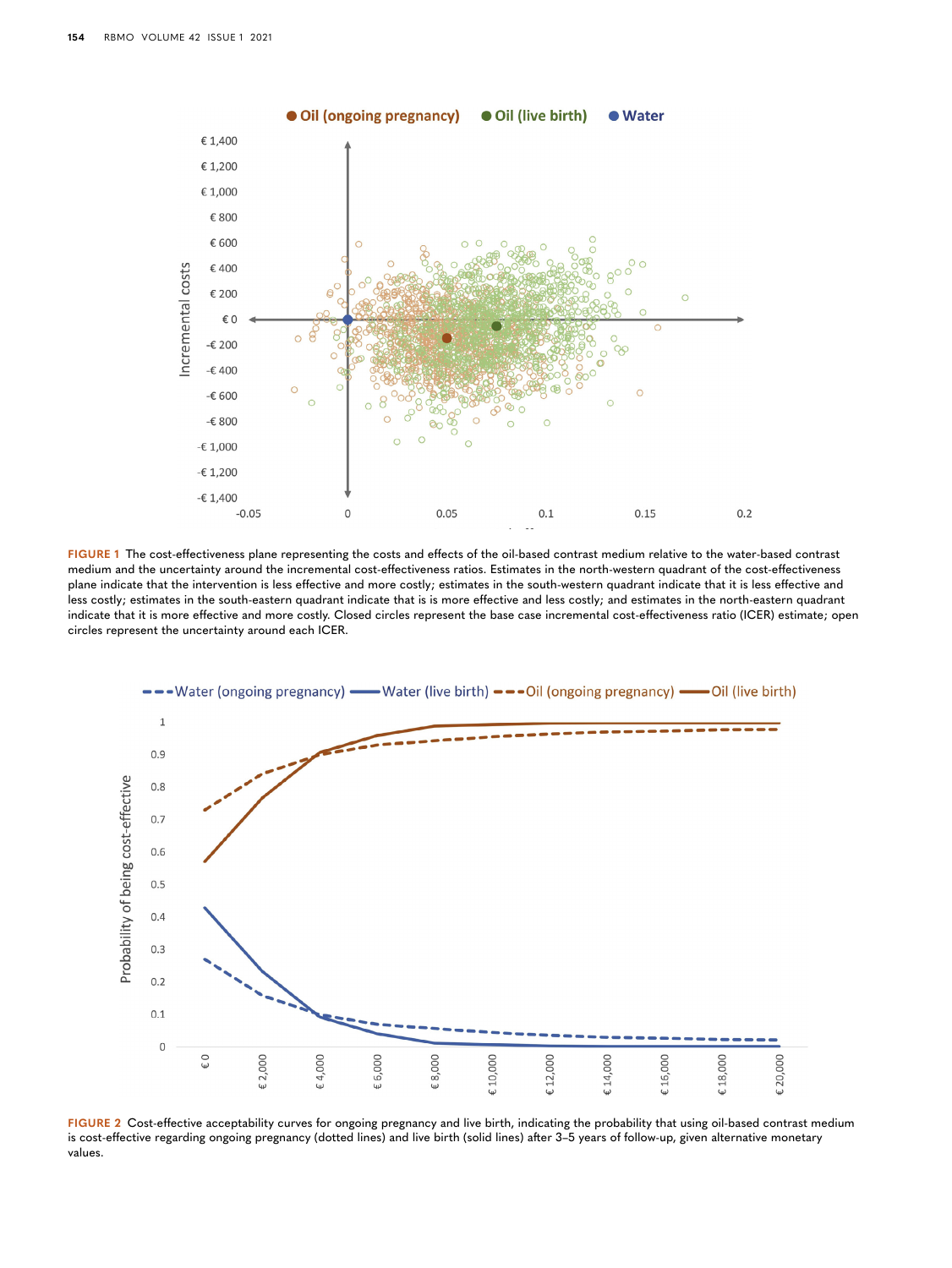FIGURE 1 The cost-effectiveness plane representing the costs and effects of the oil-based contrast medium relative to the water-based contrast medium and the uncertainty around the incremental cost-effectiveness ratios. Estimates in the north-western quadrant of the cost-effectiveness plane indicate that the intervention is less effective and more costly; estimates in the south-western quadrant indicate that it is less effective and less costly; estimates in the south-eastern quadrant indicate that is is more effective and less costly; and estimates in the north-eastern quadrant indicate that it is more effective and more costly. Closed circles represent the base case incremental cost-effectiveness ratio (ICER) estimate; open circles represent the uncertainty around each ICER.

FIGURE 2 Cost-effective acceptability curves for ongoing pregnancy and live birth, indicating the probability that using oil-based contrast medium is cost-effective regarding ongoing pregnancy (dotted lines) and live birth (solid lines) after 3–5 years of follow-up, given alternative monetary values.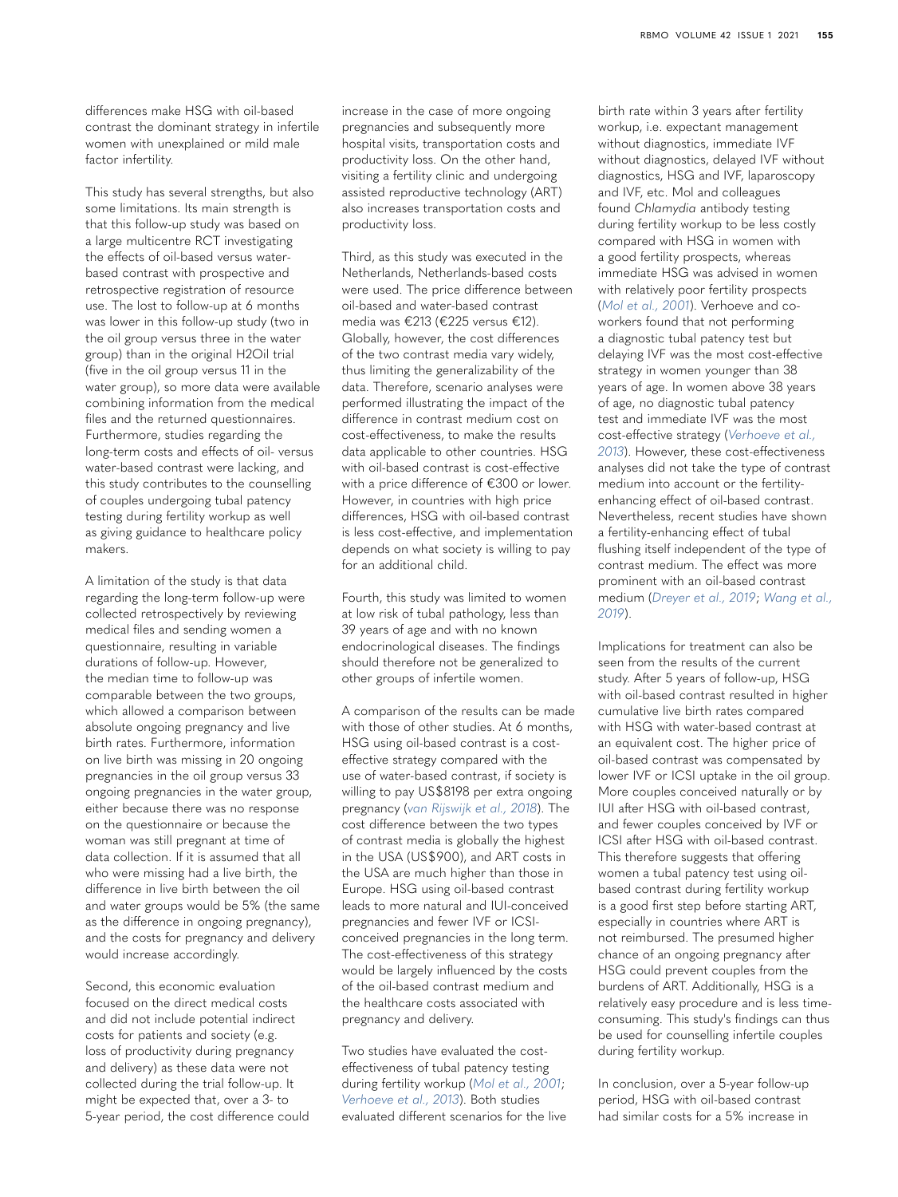differences make HSG with oil-based contrast the dominant strategy in infertile women with unexplained or mild male factor infertility.

This study has several strengths, but also some limitations. Its main strength is that this follow-up study was based on a large multicentre RCT investigating the effects of oil-based versus water-based contrast with prospective and retrospective registration of resource use. The lost to follow-up at 6 months was lower in this follow-up study (two in the oil group versus three in the water group) than in the original H2Oil trial (five in the oil group versus 11 in the water group), so more data were available combining information from the medical files and the returned questionnaires. Furthermore, studies regarding the long-term costs and effects of oil- versus water-based contrast were lacking, and this study contributes to the counselling of couples undergoing tubal patency testing during fertility workup as well as giving guidance to healthcare policy makers.

A limitation of the study is that data regarding the long-term follow-up were collected retrospectively by reviewing medical files and sending women a questionnaire, resulting in variable durations of follow-up. However, the median time to follow-up was comparable between the two groups, which allowed a comparison between absolute ongoing pregnancy and live birth rates. Furthermore, information on live birth was missing in 20 ongoing pregnancies in the oil group versus 33 ongoing pregnancies in the water group, either because there was no response on the questionnaire or because the woman was still pregnant at time of data collection. If it is assumed that all who were missing had a live birth, the difference in live birth between the oil and water groups would be 5% (the same as the difference in ongoing pregnancy), and the costs for pregnancy and delivery would increase accordingly.

Second, this economic evaluation focused on the direct medical costs and did not include potential indirect costs for patients and society (e.g. loss of productivity during pregnancy and delivery) as these data were not collected during the trial follow-up. It might be expected that, over a 3- to 5-year period, the cost difference could increase in the case of more ongoing pregnancies and subsequently more hospital visits, transportation costs and productivity loss. On the other hand, visiting a fertility clinic and undergoing assisted reproductive technology (ART) also increases transportation costs and productivity loss.

Third, as this study was executed in the Netherlands, Netherlands-based costs were used. The price difference between oil-based and water-based contrast media was €213 (€225 versus €12). Globally, however, the cost differences of the two contrast media vary widely, thus limiting the generalizability of the data. Therefore, scenario analyses were performed illustrating the impact of the difference in contrast medium cost on cost-effectiveness, to make the results data applicable to other countries. HSG with oil-based contrast is cost-effective with a price difference of €300 or lower. However, in countries with high price differences, HSG with oil-based contrast is less cost-effective, and implementation depends on what society is willing to pay for an additional child.

Fourth, this study was limited to women at low risk of tubal pathology, less than 39 years of age and with no known endocrinological diseases. The findings should therefore not be generalized to other groups of infertile women.

A comparison of the results can be made with those of other studies. At 6 months, HSG using oil-based contrast is a cost-effective strategy compared with the use of water-based contrast, if society is willing to pay US$8198 per extra ongoing pregnancy (*van Rijswijk et al., 2018*). The cost difference between the two types of contrast media is globally the highest in the USA (US$900), and ART costs in the USA are much higher than those in Europe. HSG using oil-based contrast leads to more natural and IUI-conceived pregnancies and fewer IVF or ICSI-conceived pregnancies in the long term. The cost-effectiveness of this strategy would be largely influenced by the costs of the oil-based contrast medium and the healthcare costs associated with pregnancy and delivery.

Two studies have evaluated the cost-effectiveness of tubal patency testing during fertility workup (*Mol et al., 2001*; *Verhoeve et al., 2013*). Both studies evaluated different scenarios for the live birth rate within 3 years after fertility workup, i.e. expectant management without diagnostics, immediate IVF without diagnostics, delayed IVF without diagnostics, HSG and IVF, laparoscopy and IVF, etc. Mol and colleagues found *Chlamydia* antibody testing during fertility workup to be less costly compared with HSG in women with a good fertility prospects, whereas immediate HSG was advised in women with relatively poor fertility prospects (*Mol et al., 2001*). Verhoeve and co-workers found that not performing a diagnostic tubal patency test but delaying IVF was the most cost-effective strategy in women younger than 38 years of age. In women above 38 years of age, no diagnostic tubal patency test and immediate IVF was the most cost-effective strategy (*Verhoeve et al., 2013*). However, these cost-effectiveness analyses did not take the type of contrast medium into account or the fertility-enhancing effect of oil-based contrast. Nevertheless, recent studies have shown a fertility-enhancing effect of tubal flushing itself independent of the type of contrast medium. The effect was more prominent with an oil-based contrast medium (*Dreyer et al., 2019*; *Wang et al., 2019*).

Implications for treatment can also be seen from the results of the current study. After 5 years of follow-up, HSG with oil-based contrast resulted in higher cumulative live birth rates compared with HSG with water-based contrast at an equivalent cost. The higher price of oil-based contrast was compensated by lower IVF or ICSI uptake in the oil group. More couples conceived naturally or by IUI after HSG with oil-based contrast, and fewer couples conceived by IVF or ICSI after HSG with oil-based contrast. This therefore suggests that offering women a tubal patency test using oil-based contrast during fertility workup is a good first step before starting ART, especially in countries where ART is not reimbursed. The presumed higher chance of an ongoing pregnancy after HSG could prevent couples from the burdens of ART. Additionally, HSG is a relatively easy procedure and is less time-consuming. This study's findings can thus be used for counselling infertile couples during fertility workup.

In conclusion, over a 5-year follow-up period, HSG with oil-based contrast had similar costs for a 5% increase in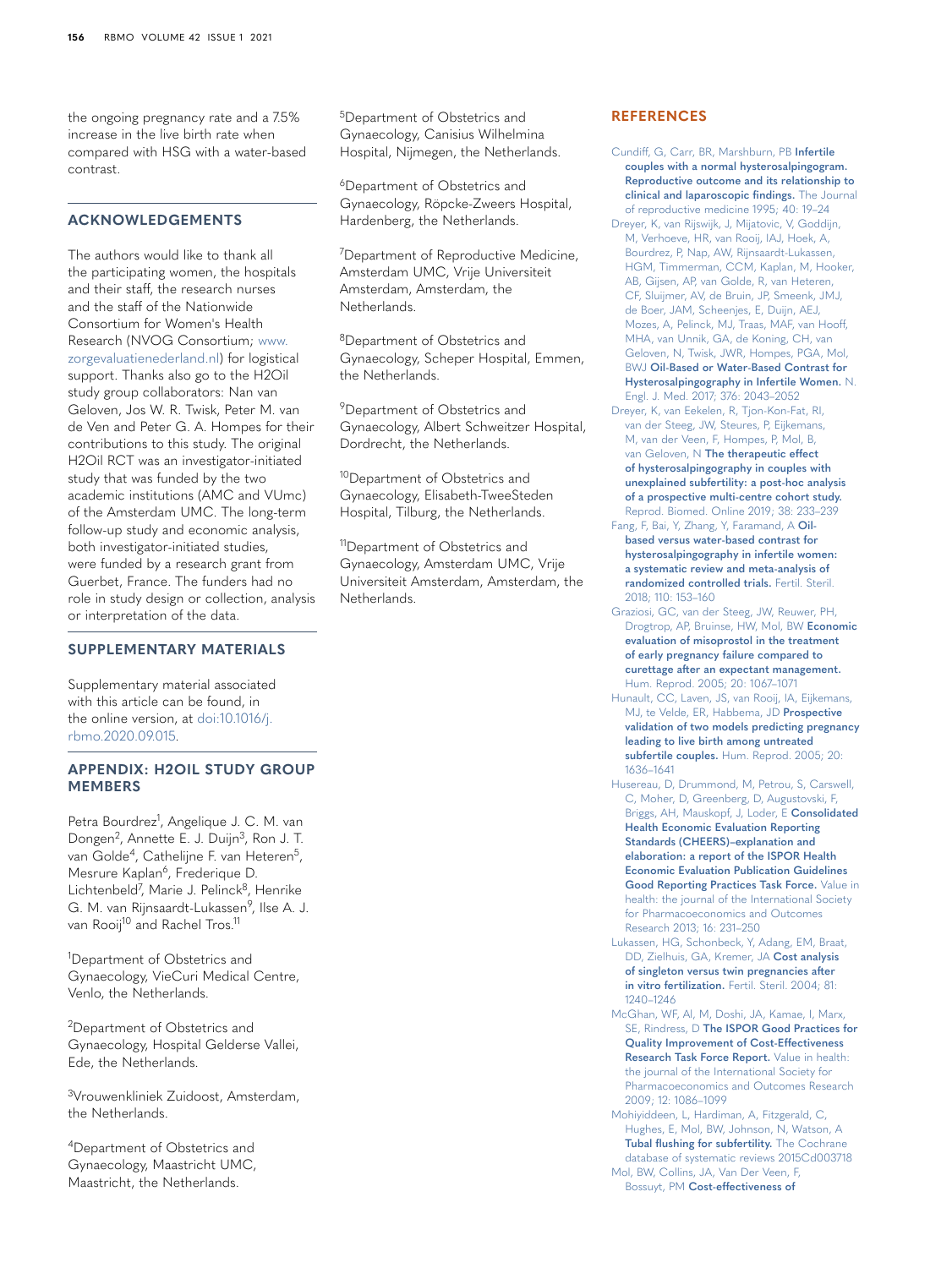the ongoing pregnancy rate and a 7.5% increase in the live birth rate when compared with HSG with a water-based contrast.

## ACKNOWLEDGEMENTS

The authors would like to thank all the participating women, the hospitals and their staff, the research nurses and the staff of the Nationwide Consortium for Women's Health Research (NVOG Consortium; www.zorgevaluatienederland.nl) for logistical support. Thanks also go to the H2Oil study group collaborators: Nan van Geloven, Jos W. R. Twisk, Peter M. van de Ven and Peter G. A. Hompes for their contributions to this study. The original H2Oil RCT was an investigator-initiated study that was funded by the two academic institutions (AMC and VUmc) of the Amsterdam UMC. The long-term follow-up study and economic analysis, both investigator-initiated studies, were funded by a research grant from Guerbet, France. The funders had no role in study design or collection, analysis or interpretation of the data.

## SUPPLEMENTARY MATERIALS

Supplementary material associated with this article can be found, in the online version, at doi:10.1016/j.rbmo.2020.09.015.

## APPENDIX: H2OIL STUDY GROUP MEMBERS

Petra Bourdrez[1], Angelique J. C. M. van Dongen[2], Annette E. J. Duijn[3], Ron J. T. van Golde[4], Cathelijne F. van Heteren[5], Mesrure Kaplan[6], Frederique D. Lichtenbeld[7], Marie J. Pelinck[8], Henrike G. M. van Rijnsaardt-Lukassen[9], Ilse A. J. van Rooij[10] and Rachel Tros.[11]

[1]Department of Obstetrics and Gynaecology, VieCuri Medical Centre, Venlo, the Netherlands.

[2]Department of Obstetrics and Gynaecology, Hospital Gelderse Vallei, Ede, the Netherlands.

[3]Vrouwenkliniek Zuidoost, Amsterdam, the Netherlands.

[4]Department of Obstetrics and Gynaecology, Maastricht UMC, Maastricht, the Netherlands.

[5]Department of Obstetrics and Gynaecology, Canisius Wilhelmina Hospital, Nijmegen, the Netherlands.

[6]Department of Obstetrics and Gynaecology, Röpcke-Zweers Hospital, Hardenberg, the Netherlands.

[7]Department of Reproductive Medicine, Amsterdam UMC, Vrije Universiteit Amsterdam, Amsterdam, the Netherlands.

[8]Department of Obstetrics and Gynaecology, Scheper Hospital, Emmen, the Netherlands.

[9]Department of Obstetrics and Gynaecology, Albert Schweitzer Hospital, Dordrecht, the Netherlands.

[10]Department of Obstetrics and Gynaecology, Elisabeth-TweeSteden Hospital, Tilburg, the Netherlands.

[11]Department of Obstetrics and Gynaecology, Amsterdam UMC, Vrije Universiteit Amsterdam, Amsterdam, the Netherlands.

## REFERENCES

Cundiff, G, Carr, BR, Marshburn, PB **Infertile couples with a normal hysterosalpingogram. Reproductive outcome and its relationship to clinical and laparoscopic findings.** The Journal of reproductive medicine 1995; 40: 19–24

Dreyer, K, van Rijswijk, J, Mijatovic, V, Goddijn, M, Verhoeve, HR, van Rooij, IAJ, Hoek, A, Bourdrez, P, Nap, AW, Rijnsaardt-Lukassen, HGM, Timmerman, CCM, Kaplan, M, Hooker, AB, Gijsen, AP, van Golde, R, van Heteren, CF, Sluijmer, AV, de Bruin, JP, Smeenk, JMJ, de Boer, JAM, Scheenjes, E, Duijn, AEJ, Mozes, A, Pelinck, MJ, Traas, MAF, van Hooff, MHA, van Unnik, GA, de Koning, CH, van Geloven, N, Twisk, JWR, Hompes, PGA, Mol, BWJ **Oil-Based or Water-Based Contrast for Hysterosalpingography in Infertile Women.** N. Engl. J. Med. 2017; 376: 2043–2052

Dreyer, K, van Eekelen, R, Tjon-Kon-Fat, RI, van der Steeg, JW, Steures, P, Eijkemans, M, van der Veen, F, Hompes, P, Mol, B, van Geloven, N **The therapeutic effect of hysterosalpingography in couples with unexplained subfertility: a post-hoc analysis of a prospective multi-centre cohort study.** Reprod. Biomed. Online 2019; 38: 233–239

Fang, F, Bai, Y, Zhang, Y, Faramand, A **Oil-based versus water-based contrast for hysterosalpingography in infertile women: a systematic review and meta-analysis of randomized controlled trials.** Fertil. Steril. 2018; 110: 153–160

Graziosi, GC, van der Steeg, JW, Reuwer, PH, Drogtrop, AP, Bruinse, HW, Mol, BW **Economic evaluation of misoprostol in the treatment of early pregnancy failure compared to curettage after an expectant management.** Hum. Reprod. 2005; 20: 1067–1071

Hunault, CC, Laven, JS, van Rooij, IA, Eijkemans, MJ, te Velde, ER, Habbema, JD **Prospective validation of two models predicting pregnancy leading to live birth among untreated subfertile couples.** Hum. Reprod. 2005; 20: 1636–1641

Husereau, D, Drummond, M, Petrou, S, Carswell, C, Moher, D, Greenberg, D, Augustovski, F, Briggs, AH, Mauskopf, J, Loder, E **Consolidated Health Economic Evaluation Reporting Standards (CHEERS)–explanation and elaboration: a report of the ISPOR Health Economic Evaluation Publication Guidelines Good Reporting Practices Task Force.** Value in health: the journal of the International Society for Pharmacoeconomics and Outcomes Research 2013; 16: 231–250

Lukassen, HG, Schonbeck, Y, Adang, EM, Braat, DD, Zielhuis, GA, Kremer, JA **Cost analysis of singleton versus twin pregnancies after in vitro fertilization.** Fertil. Steril. 2004; 81: 1240–1246

McGhan, WF, Al, M, Doshi, JA, Kamae, I, Marx, SE, Rindress, D **The ISPOR Good Practices for Quality Improvement of Cost-Effectiveness Research Task Force Report.** Value in health: the journal of the International Society for Pharmacoeconomics and Outcomes Research 2009; 12: 1086–1099

Mohiyiddeen, L, Hardiman, A, Fitzgerald, C, Hughes, E, Mol, BW, Johnson, N, Watson, A **Tubal flushing for subfertility.** The Cochrane database of systematic reviews 2015Cd003718

Mol, BW, Collins, JA, Van Der Veen, F, Bossuyt, PM **Cost-effectiveness of**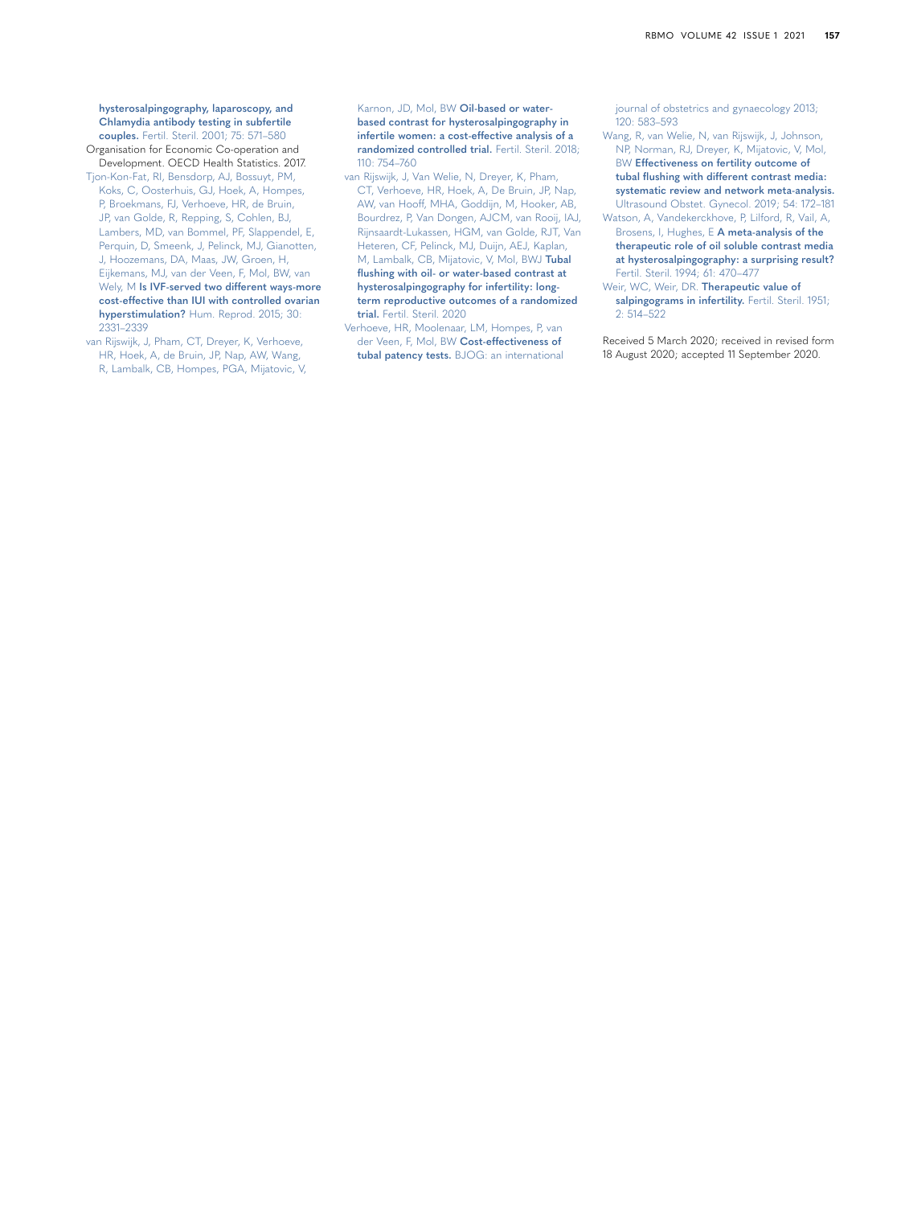hysterosalpingography, laparoscopy, and Chlamydia antibody testing in subfertile couples. Fertil. Steril. 2001; 75: 571–580

Organisation for Economic Co-operation and Development. OECD Health Statistics. 2017.

Tjon-Kon-Fat, RI, Bensdorp, AJ, Bossuyt, PM, Koks, C, Oosterhuis, GJ, Hoek, A, Hompes, P, Broekmans, FJ, Verhoeve, HR, de Bruin, JP, van Golde, R, Repping, S, Cohlen, BJ, Lambers, MD, van Bommel, PF, Slappendel, E, Perquin, D, Smeenk, J, Pelinck, MJ, Gianotten, J, Hoozemans, DA, Maas, JW, Groen, H, Eijkemans, MJ, van der Veen, F, Mol, BW, van Wely, M **Is IVF-served two different ways-more cost-effective than IUI with controlled ovarian hyperstimulation?** Hum. Reprod. 2015; 30: 2331–2339

van Rijswijk, J, Pham, CT, Dreyer, K, Verhoeve, HR, Hoek, A, de Bruin, JP, Nap, AW, Wang, R, Lambalk, CB, Hompes, PGA, Mijatovic, V, Karnon, JD, Mol, BW **Oil-based or water-based contrast for hysterosalpingography in infertile women: a cost-effective analysis of a randomized controlled trial.** Fertil. Steril. 2018; 110: 754–760

van Rijswijk, J, Van Welie, N, Dreyer, K, Pham, CT, Verhoeve, HR, Hoek, A, De Bruin, JP, Nap, AW, van Hooff, MHA, Goddijn, M, Hooker, AB, Bourdrez, P, Van Dongen, AJCM, van Rooij, IAJ, Rijnsaardt-Lukassen, HGM, van Golde, RJT, Van Heteren, CF, Pelinck, MJ, Duijn, AEJ, Kaplan, M, Lambalk, CB, Mijatovic, V, Mol, BWJ **Tubal flushing with oil- or water-based contrast at hysterosalpingography for infertility: long-term reproductive outcomes of a randomized trial.** Fertil. Steril. 2020

Verhoeve, HR, Moolenaar, LM, Hompes, P, van der Veen, F, Mol, BW **Cost-effectiveness of tubal patency tests.** BJOG: an international journal of obstetrics and gynaecology 2013; 120: 583–593

Wang, R, van Welie, N, van Rijswijk, J, Johnson, NP, Norman, RJ, Dreyer, K, Mijatovic, V, Mol, BW **Effectiveness on fertility outcome of tubal flushing with different contrast media: systematic review and network meta-analysis.** Ultrasound Obstet. Gynecol. 2019; 54: 172–181

Watson, A, Vandekerckhove, P, Lilford, R, Vail, A, Brosens, I, Hughes, E **A meta-analysis of the therapeutic role of oil soluble contrast media at hysterosalpingography: a surprising result?** Fertil. Steril. 1994; 61: 470–477

Weir, WC, Weir, DR. **Therapeutic value of salpingograms in infertility.** Fertil. Steril. 1951; 2: 514–522

Received 5 March 2020; received in revised form 18 August 2020; accepted 11 September 2020.